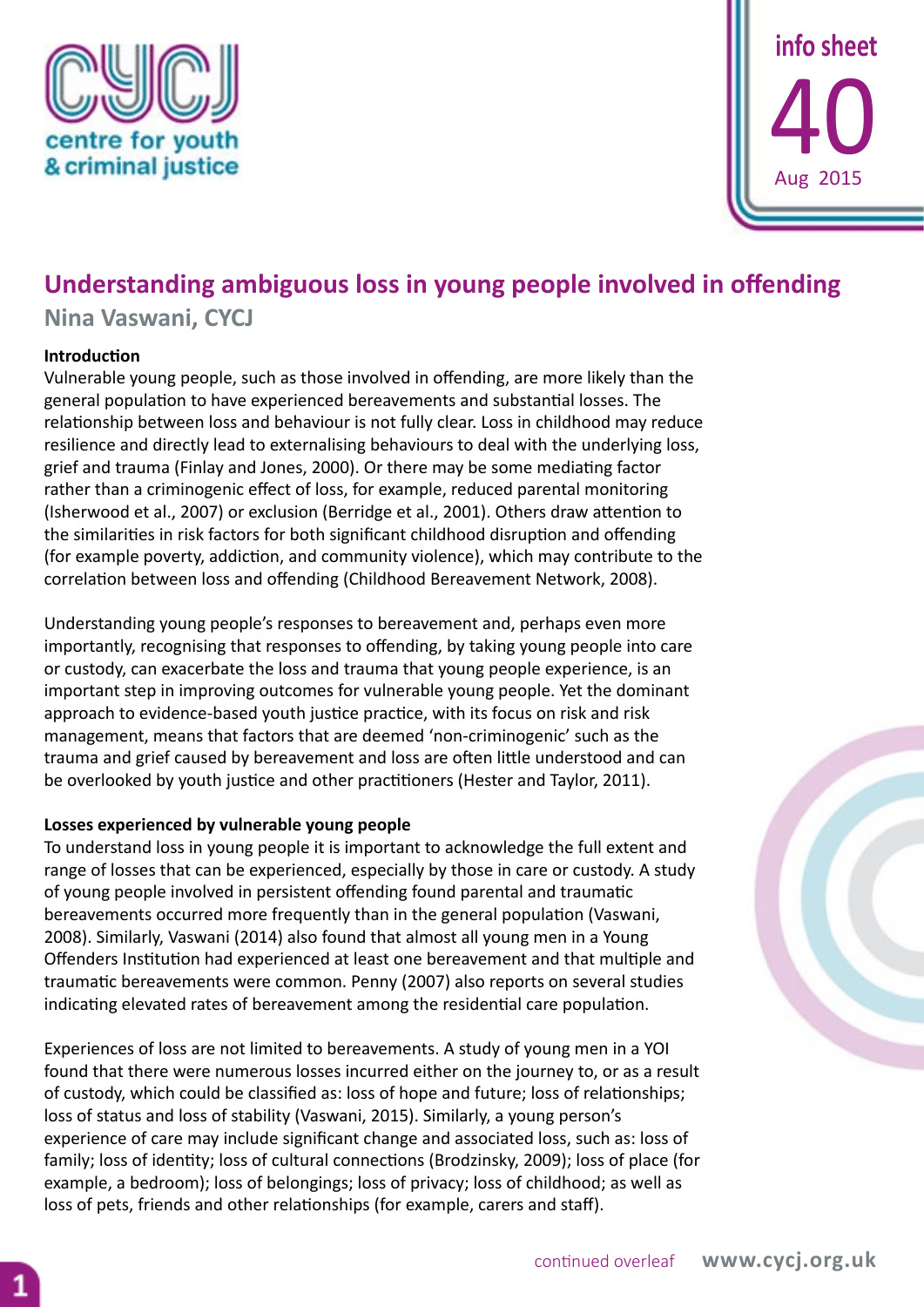centre for youth & criminal justice

info sheet 40 Aug 2015

# Understanding ambiguous loss in young people involved in offending

**Nina Vaswani, CYCJ**

## Introduction

Vulnerable young people, such as those involved in offending, are more likely than the general population to have experienced bereavements and substantial losses. The relationship between loss and behaviour is not fully clear. Loss in childhood may reduce resilience and directly lead to externalising behaviours to deal with the underlying loss, grief and trauma (Finlay and Jones, 2000). Or there may be some mediating factor rather than a criminogenic effect of loss, for example, reduced parental monitoring (Isherwood et al., 2007) or exclusion (Berridge et al., 2001). Others draw attention to the similarities in risk factors for both significant childhood disruption and offending (for example poverty, addiction, and community violence), which may contribute to the correlation between loss and offending (Childhood Bereavement Network, 2008).

Understanding young people's responses to bereavement and, perhaps even more importantly, recognising that responses to offending, by taking young people into care or custody, can exacerbate the loss and trauma that young people experience, is an important step in improving outcomes for vulnerable young people. Yet the dominant approach to evidence-based youth justice practice, with its focus on risk and risk management, means that factors that are deemed 'non-criminogenic' such as the trauma and grief caused by bereavement and loss are often little understood and can be overlooked by youth justice and other practitioners (Hester and Taylor, 2011).

## Losses experienced by vulnerable young people

To understand loss in young people it is important to acknowledge the full extent and range of losses that can be experienced, especially by those in care or custody. A study of young people involved in persistent offending found parental and traumatic bereavements occurred more frequently than in the general population (Vaswani, 2008). Similarly, Vaswani (2014) also found that almost all young men in a Young Offenders Institution had experienced at least one bereavement and that multiple and traumatic bereavements were common. Penny (2007) also reports on several studies indicating elevated rates of bereavement among the residential care population.

Experiences of loss are not limited to bereavements. A study of young men in a YOI found that there were numerous losses incurred either on the journey to, or as a result of custody, which could be classified as: loss of hope and future; loss of relationships; loss of status and loss of stability (Vaswani, 2015). Similarly, a young person's experience of care may include significant change and associated loss, such as: loss of family; loss of identity; loss of cultural connections (Brodzinsky, 2009); loss of place (for example, a bedroom); loss of belongings; loss of privacy; loss of childhood; as well as loss of pets, friends and other relationships (for example, carers and staff).

continued overleaf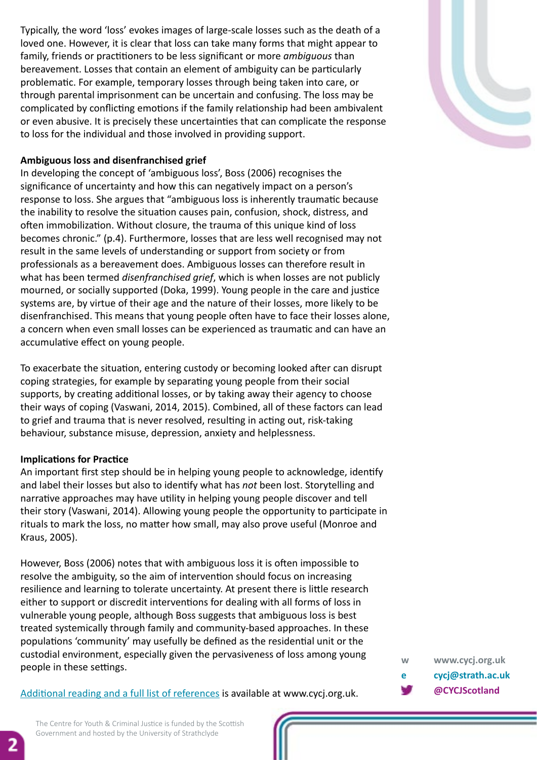Typically, the word 'loss' evokes images of large-scale losses such as the death of a loved one. However, it is clear that loss can take many forms that might appear to family, friends or practitioners to be less significant or more *ambiguous* than bereavement. Losses that contain an element of ambiguity can be particularly problematic. For example, temporary losses through being taken into care, or through parental imprisonment can be uncertain and confusing. The loss may be complicated by conflicting emotions if the family relationship had been ambivalent or even abusive. It is precisely these uncertainties that can complicate the response to loss for the individual and those involved in providing support.

**Ambiguous loss and disenfranchised grief**

In developing the concept of 'ambiguous loss', Boss (2006) recognises the significance of uncertainty and how this can negatively impact on a person's response to loss. She argues that "ambiguous loss is inherently traumatic because the inability to resolve the situation causes pain, confusion, shock, distress, and often immobilization. Without closure, the trauma of this unique kind of loss becomes chronic." (p.4). Furthermore, losses that are less well recognised may not result in the same levels of understanding or support from society or from professionals as a bereavement does. Ambiguous losses can therefore result in what has been termed *disenfranchised grief*, which is when losses are not publicly mourned, or socially supported (Doka, 1999). Young people in the care and justice systems are, by virtue of their age and the nature of their losses, more likely to be disenfranchised. This means that young people often have to face their losses alone, a concern when even small losses can be experienced as traumatic and can have an accumulative effect on young people.

To exacerbate the situation, entering custody or becoming looked after can disrupt coping strategies, for example by separating young people from their social supports, by creating additional losses, or by taking away their agency to choose their ways of coping (Vaswani, 2014, 2015). Combined, all of these factors can lead to grief and trauma that is never resolved, resulting in acting out, risk-taking behaviour, substance misuse, depression, anxiety and helplessness.

**Implications for Practice**

An important first step should be in helping young people to acknowledge, identify and label their losses but also to identify what has *not* been lost. Storytelling and narrative approaches may have utility in helping young people discover and tell their story (Vaswani, 2014). Allowing young people the opportunity to participate in rituals to mark the loss, no matter how small, may also prove useful (Monroe and Kraus, 2005).

However, Boss (2006) notes that with ambiguous loss it is often impossible to resolve the ambiguity, so the aim of intervention should focus on increasing resilience and learning to tolerate uncertainty. At present there is little research either to support or discredit interventions for dealing with all forms of loss in vulnerable young people, although Boss suggests that ambiguous loss is best treated systemically through family and community-based approaches. In these populations 'community' may usefully be defined as the residential unit or the custodial environment, especially given the pervasiveness of loss among young people in these settings.

Additional reading and a full list of references is available at www.cycj.org.uk.

w www.cycj.org.uk
e cycj@strath.ac.uk
@CYCJScotland

The Centre for Youth & Criminal Justice is funded by the Scottish Government and hosted by the University of Strathclyde